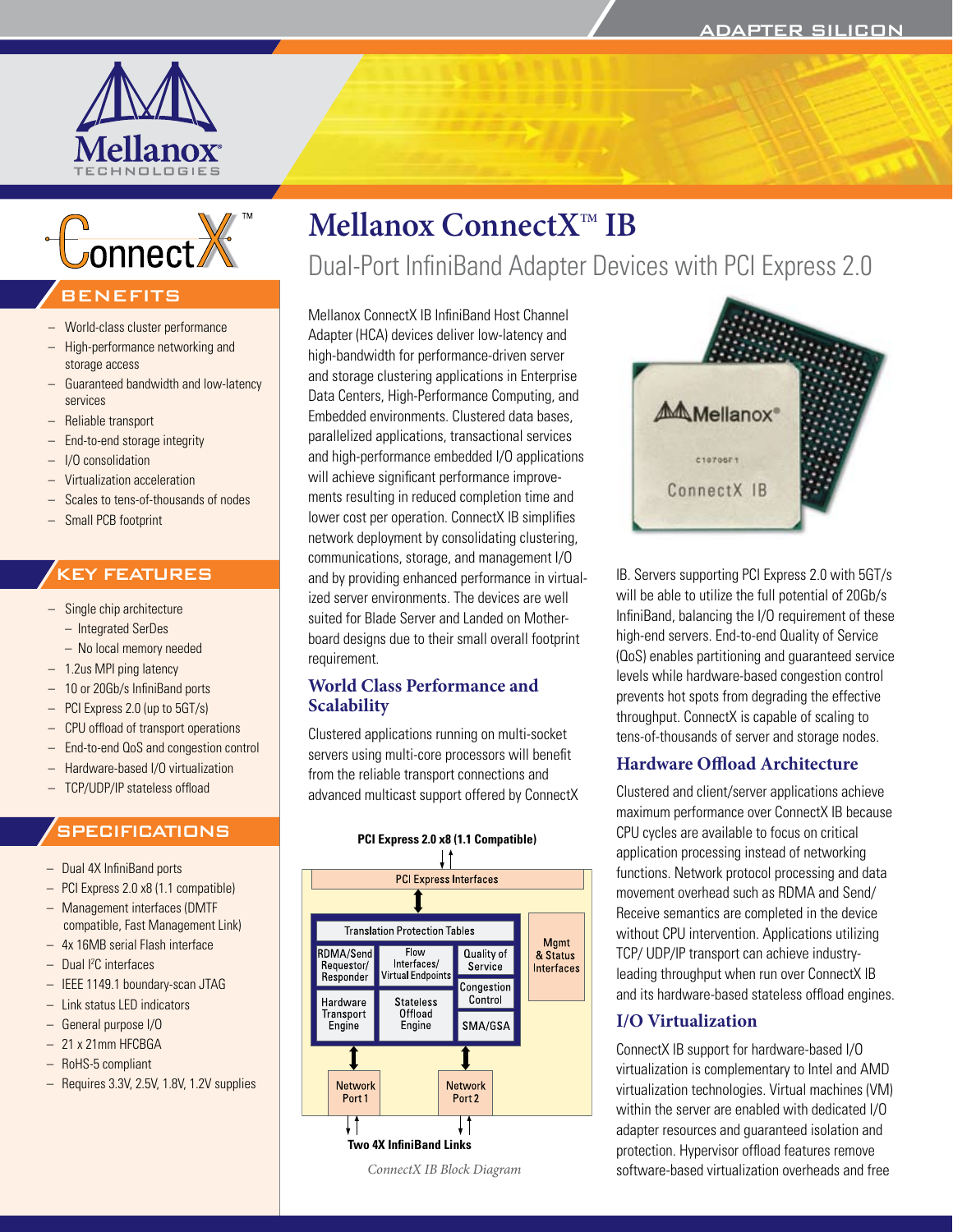# Mellanox ConnectX™ IB

## Dual-Port InfiniBand Adapter Devices with PCI Express 2.0

## BENEFITS

- World-class cluster performance
- High-performance networking and storage access
- Guaranteed bandwidth and low-latency services
- Reliable transport
- End-to-end storage integrity
- I/O consolidation
- Virtualization acceleration
- Scales to tens-of-thousands of nodes
- Small PCB footprint

## KEY FEATURES

- Single chip architecture
  - Integrated SerDes
  - No local memory needed
- 1.2us MPI ping latency
- 10 or 20Gb/s InfiniBand ports
- PCI Express 2.0 (up to 5GT/s)
- CPU offload of transport operations
- End-to-end QoS and congestion control
- Hardware-based I/O virtualization
- TCP/UDP/IP stateless offload

## SPECIFICATIONS

- Dual 4X InfiniBand ports
- PCI Express 2.0 x8 (1.1 compatible)
- Management interfaces (DMTF compatible, Fast Management Link)
- 4x 16MB serial Flash interface
- Dual I²C interfaces
- IEEE 1149.1 boundary-scan JTAG
- Link status LED indicators
- General purpose I/O
- 21 x 21mm HFCBGA
- RoHS-5 compliant
- Requires 3.3V, 2.5V, 1.8V, 1.2V supplies

Mellanox ConnectX IB InfiniBand Host Channel Adapter (HCA) devices deliver low-latency and high-bandwidth for performance-driven server and storage clustering applications in Enterprise Data Centers, High-Performance Computing, and Embedded environments. Clustered data bases, parallelized applications, transactional services and high-performance embedded I/O applications will achieve significant performance improvements resulting in reduced completion time and lower cost per operation. ConnectX IB simplifies network deployment by consolidating clustering, communications, storage, and management I/O and by providing enhanced performance in virtualized server environments. The devices are well suited for Blade Server and Landed on Motherboard designs due to their small overall footprint requirement.

### World Class Performance and Scalability

Clustered applications running on multi-socket servers using multi-core processors will benefit from the reliable transport connections and advanced multicast support offered by ConnectX IB. Servers supporting PCI Express 2.0 with 5GT/s will be able to utilize the full potential of 20Gb/s InfiniBand, balancing the I/O requirement of these high-end servers. End-to-end Quality of Service (QoS) enables partitioning and guaranteed service levels while hardware-based congestion control prevents hot spots from degrading the effective throughput. ConnectX is capable of scaling to tens-of-thousands of server and storage nodes.

PCI Express 2.0 x8 (1.1 Compatible)

PCI Express Interfaces

Translation Protection Tables

RDMA/Send Requestor/ Responder

Flow Interfaces/ Virtual Endpoints

Quality of Service

Congestion Control

Hardware Transport Engine

Stateless Offload Engine

SMA/GSA

Mgmt & Status Interfaces

Network Port 1

Network Port 2

Two 4X InfiniBand Links

*ConnectX IB Block Diagram*

### Hardware Offload Architecture

Clustered and client/server applications achieve maximum performance over ConnectX IB because CPU cycles are available to focus on critical application processing instead of networking functions. Network protocol processing and data movement overhead such as RDMA and Send/Receive semantics are completed in the device without CPU intervention. Applications utilizing TCP/ UDP/IP transport can achieve industry-leading throughput when run over ConnectX IB and its hardware-based stateless offload engines.

### I/O Virtualization

ConnectX IB support for hardware-based I/O virtualization is complementary to Intel and AMD virtualization technologies. Virtual machines (VM) within the server are enabled with dedicated I/O adapter resources and guaranteed isolation and protection. Hypervisor offload features remove software-based virtualization overheads and free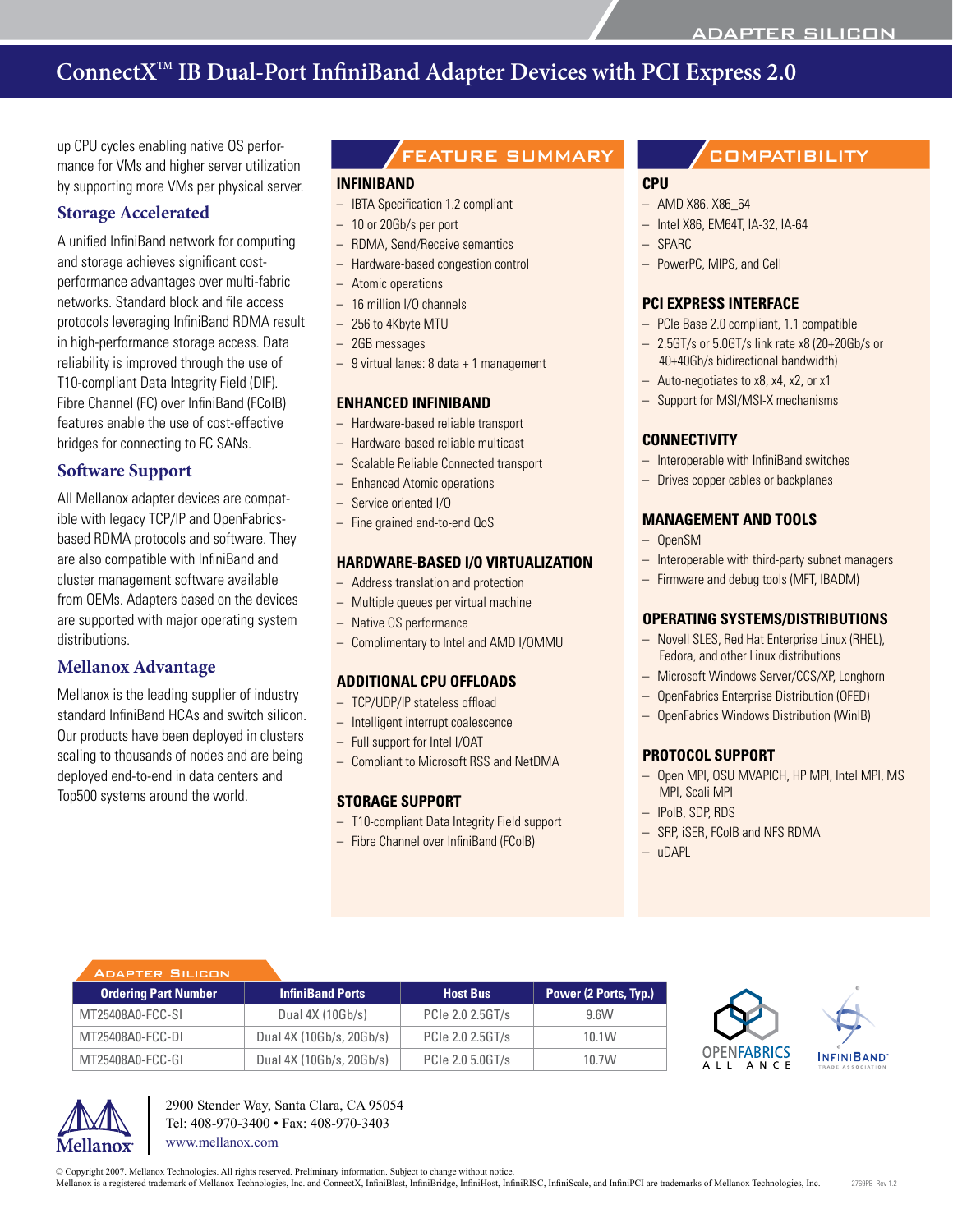# ConnectX™ IB Dual-Port InfiniBand Adapter Devices with PCI Express 2.0

up CPU cycles enabling native OS performance for VMs and higher server utilization by supporting more VMs per physical server.

## Storage Accelerated

A unified InfiniBand network for computing and storage achieves significant cost-performance advantages over multi-fabric networks. Standard block and file access protocols leveraging InfiniBand RDMA result in high-performance storage access. Data reliability is improved through the use of T10-compliant Data Integrity Field (DIF). Fibre Channel (FC) over InfiniBand (FCoIB) features enable the use of cost-effective bridges for connecting to FC SANs.

## Software Support

All Mellanox adapter devices are compatible with legacy TCP/IP and OpenFabrics-based RDMA protocols and software. They are also compatible with InfiniBand and cluster management software available from OEMs. Adapters based on the devices are supported with major operating system distributions.

## Mellanox Advantage

Mellanox is the leading supplier of industry standard InfiniBand HCAs and switch silicon. Our products have been deployed in clusters scaling to thousands of nodes and are being deployed end-to-end in data centers and Top500 systems around the world.

## FEATURE SUMMARY

### INFINIBAND

- IBTA Specification 1.2 compliant
- 10 or 20Gb/s per port
- RDMA, Send/Receive semantics
- Hardware-based congestion control
- Atomic operations
- 16 million I/O channels
- 256 to 4Kbyte MTU
- 2GB messages
- 9 virtual lanes: 8 data + 1 management

### ENHANCED INFINIBAND

- Hardware-based reliable transport
- Hardware-based reliable multicast
- Scalable Reliable Connected transport
- Enhanced Atomic operations
- Service oriented I/O
- Fine grained end-to-end QoS

### HARDWARE-BASED I/O VIRTUALIZATION

- Address translation and protection
- Multiple queues per virtual machine
- Native OS performance
- Complimentary to Intel and AMD I/OMMU

### ADDITIONAL CPU OFFLOADS

- TCP/UDP/IP stateless offload
- Intelligent interrupt coalescence
- Full support for Intel I/OAT
- Compliant to Microsoft RSS and NetDMA

### STORAGE SUPPORT

- T10-compliant Data Integrity Field support
- Fibre Channel over InfiniBand (FCoIB)

## COMPATIBILITY

### CPU

- AMD X86, X86_64
- Intel X86, EM64T, IA-32, IA-64
- SPARC
- PowerPC, MIPS, and Cell

### PCI EXPRESS INTERFACE

- PCIe Base 2.0 compliant, 1.1 compatible
- 2.5GT/s or 5.0GT/s link rate x8 (20+20Gb/s or 40+40Gb/s bidirectional bandwidth)
- Auto-negotiates to x8, x4, x2, or x1
- Support for MSI/MSI-X mechanisms

### CONNECTIVITY

- Interoperable with InfiniBand switches
- Drives copper cables or backplanes

### MANAGEMENT AND TOOLS

- OpenSM
- Interoperable with third-party subnet managers
- Firmware and debug tools (MFT, IBADM)

### OPERATING SYSTEMS/DISTRIBUTIONS

- Novell SLES, Red Hat Enterprise Linux (RHEL), Fedora, and other Linux distributions
- Microsoft Windows Server/CCS/XP, Longhorn
- OpenFabrics Enterprise Distribution (OFED)
- OpenFabrics Windows Distribution (WinIB)

### PROTOCOL SUPPORT

- Open MPI, OSU MVAPICH, HP MPI, Intel MPI, MS MPI, Scali MPI
- IPoIB, SDP, RDS
- SRP, iSER, FCoIB and NFS RDMA
- uDAPL

## Adapter Silicon

| Ordering Part Number | InfiniBand Ports | Host Bus | Power (2 Ports, Typ.) |
|---|---|---|---|
| MT25408A0-FCC-SI | Dual 4X (10Gb/s) | PCIe 2.0 2.5GT/s | 9.6W |
| MT25408A0-FCC-DI | Dual 4X (10Gb/s, 20Gb/s) | PCIe 2.0 2.5GT/s | 10.1W |
| MT25408A0-FCC-GI | Dual 4X (10Gb/s, 20Gb/s) | PCIe 2.0 5.0GT/s | 10.7W |

OPENFABRICS ALLIANCE

INFINIBAND TRADE ASSOCIATION

Mellanox

2900 Stender Way, Santa Clara, CA 95054
Tel: 408-970-3400 • Fax: 408-970-3403
www.mellanox.com

© Copyright 2007. Mellanox Technologies. All rights reserved. Preliminary information. Subject to change without notice.
Mellanox is a registered trademark of Mellanox Technologies, Inc. and ConnectX, InfiniBlast, InfiniBridge, InfiniHost, InfiniRISC, InfiniScale, and InfiniPCI are trademarks of Mellanox Technologies, Inc.

2769PB Rev 1.2